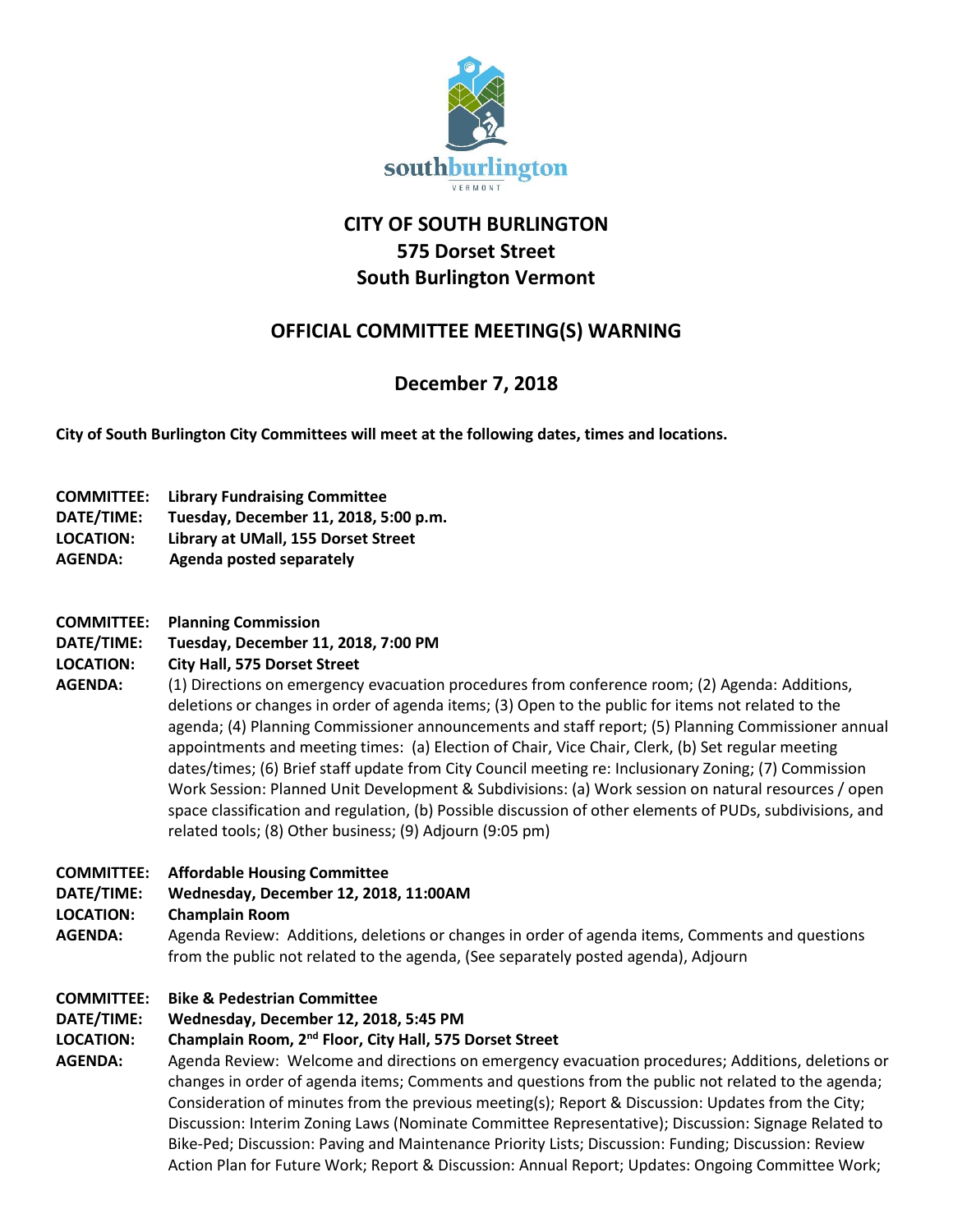# CITY OF SOUTH BURLINGTON
# 575 Dorset Street
# South Burlington Vermont

## OFFICIAL COMMITTEE MEETING(S) WARNING

## December 7, 2018

**City of South Burlington City Committees will meet at the following dates, times and locations.**

**COMMITTEE:** **Library Fundraising Committee**
**DATE/TIME:** **Tuesday, December 11, 2018, 5:00 p.m.**
**LOCATION:** **Library at UMall, 155 Dorset Street**
**AGENDA:** **Agenda posted separately**

**COMMITTEE:** **Planning Commission**
**DATE/TIME:** **Tuesday, December 11, 2018, 7:00 PM**
**LOCATION:** **City Hall, 575 Dorset Street**
**AGENDA:** (1) Directions on emergency evacuation procedures from conference room; (2) Agenda: Additions, deletions or changes in order of agenda items; (3) Open to the public for items not related to the agenda; (4) Planning Commissioner announcements and staff report; (5) Planning Commissioner annual appointments and meeting times: (a) Election of Chair, Vice Chair, Clerk, (b) Set regular meeting dates/times; (6) Brief staff update from City Council meeting re: Inclusionary Zoning; (7) Commission Work Session: Planned Unit Development & Subdivisions: (a) Work session on natural resources / open space classification and regulation, (b) Possible discussion of other elements of PUDs, subdivisions, and related tools; (8) Other business; (9) Adjourn (9:05 pm)

**COMMITTEE:** **Affordable Housing Committee**
**DATE/TIME:** **Wednesday, December 12, 2018, 11:00AM**
**LOCATION:** **Champlain Room**
**AGENDA:** Agenda Review: Additions, deletions or changes in order of agenda items, Comments and questions from the public not related to the agenda, (See separately posted agenda), Adjourn

**COMMITTEE:** **Bike & Pedestrian Committee**
**DATE/TIME:** **Wednesday, December 12, 2018, 5:45 PM**
**LOCATION:** **Champlain Room, 2nd Floor, City Hall, 575 Dorset Street**
**AGENDA:** Agenda Review: Welcome and directions on emergency evacuation procedures; Additions, deletions or changes in order of agenda items; Comments and questions from the public not related to the agenda; Consideration of minutes from the previous meeting(s); Report & Discussion: Updates from the City; Discussion: Interim Zoning Laws (Nominate Committee Representative); Discussion: Signage Related to Bike-Ped; Discussion: Paving and Maintenance Priority Lists; Discussion: Funding; Discussion: Review Action Plan for Future Work; Report & Discussion: Annual Report; Updates: Ongoing Committee Work;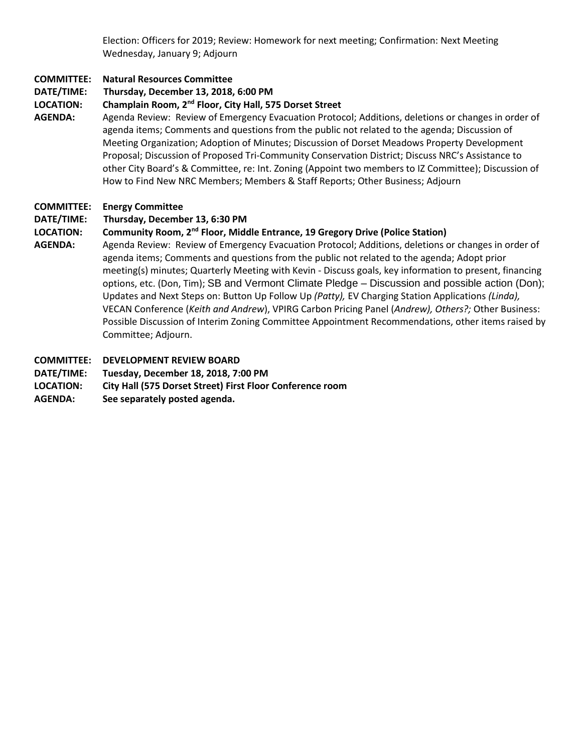Election: Officers for 2019; Review: Homework for next meeting; Confirmation: Next Meeting Wednesday, January 9; Adjourn

**COMMITTEE:** **Natural Resources Committee**
**DATE/TIME:** **Thursday, December 13, 2018, 6:00 PM**
**LOCATION:** **Champlain Room, 2nd Floor, City Hall, 575 Dorset Street**
**AGENDA:** Agenda Review: Review of Emergency Evacuation Protocol; Additions, deletions or changes in order of agenda items; Comments and questions from the public not related to the agenda; Discussion of Meeting Organization; Adoption of Minutes; Discussion of Dorset Meadows Property Development Proposal; Discussion of Proposed Tri-Community Conservation District; Discuss NRC's Assistance to other City Board's & Committee, re: Int. Zoning (Appoint two members to IZ Committee); Discussion of How to Find New NRC Members; Members & Staff Reports; Other Business; Adjourn

**COMMITTEE:** **Energy Committee**
**DATE/TIME:** **Thursday, December 13, 6:30 PM**
**LOCATION:** **Community Room, 2nd Floor, Middle Entrance, 19 Gregory Drive (Police Station)**
**AGENDA:** Agenda Review: Review of Emergency Evacuation Protocol; Additions, deletions or changes in order of agenda items; Comments and questions from the public not related to the agenda; Adopt prior meeting(s) minutes; Quarterly Meeting with Kevin - Discuss goals, key information to present, financing options, etc. (Don, Tim); SB and Vermont Climate Pledge – Discussion and possible action (Don); Updates and Next Steps on: Button Up Follow Up *(Patty),* EV Charging Station Applications *(Linda),* VECAN Conference (*Keith and Andrew*), VPIRG Carbon Pricing Panel (*Andrew), Others?;* Other Business: Possible Discussion of Interim Zoning Committee Appointment Recommendations, other items raised by Committee; Adjourn.

**COMMITTEE:** **DEVELOPMENT REVIEW BOARD**
**DATE/TIME:** **Tuesday, December 18, 2018, 7:00 PM**
**LOCATION:** **City Hall (575 Dorset Street) First Floor Conference room**
**AGENDA:** **See separately posted agenda.**